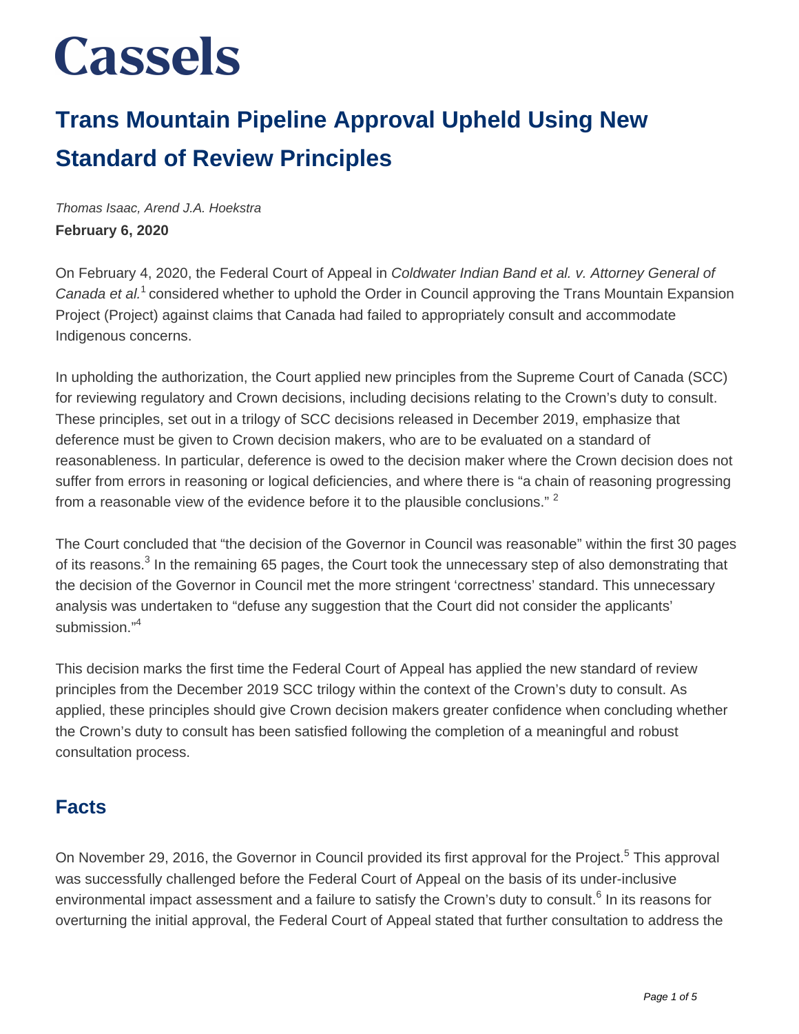# Cassels

## Trans Mountain Pipeline Approval Upheld Using New Standard of Review Principles

*Thomas Isaac, Arend J.A. Hoekstra*

**February 6, 2020**

On February 4, 2020, the Federal Court of Appeal in *Coldwater Indian Band et al. v. Attorney General of Canada et al.*[1] considered whether to uphold the Order in Council approving the Trans Mountain Expansion Project (Project) against claims that Canada had failed to appropriately consult and accommodate Indigenous concerns.

In upholding the authorization, the Court applied new principles from the Supreme Court of Canada (SCC) for reviewing regulatory and Crown decisions, including decisions relating to the Crown's duty to consult. These principles, set out in a trilogy of SCC decisions released in December 2019, emphasize that deference must be given to Crown decision makers, who are to be evaluated on a standard of reasonableness. In particular, deference is owed to the decision maker where the Crown decision does not suffer from errors in reasoning or logical deficiencies, and where there is "a chain of reasoning progressing from a reasonable view of the evidence before it to the plausible conclusions." [2]

The Court concluded that "the decision of the Governor in Council was reasonable" within the first 30 pages of its reasons.[3] In the remaining 65 pages, the Court took the unnecessary step of also demonstrating that the decision of the Governor in Council met the more stringent 'correctness' standard. This unnecessary analysis was undertaken to "defuse any suggestion that the Court did not consider the applicants' submission."[4]

This decision marks the first time the Federal Court of Appeal has applied the new standard of review principles from the December 2019 SCC trilogy within the context of the Crown's duty to consult. As applied, these principles should give Crown decision makers greater confidence when concluding whether the Crown's duty to consult has been satisfied following the completion of a meaningful and robust consultation process.

## Facts

On November 29, 2016, the Governor in Council provided its first approval for the Project.[5] This approval was successfully challenged before the Federal Court of Appeal on the basis of its under-inclusive environmental impact assessment and a failure to satisfy the Crown's duty to consult.[6] In its reasons for overturning the initial approval, the Federal Court of Appeal stated that further consultation to address the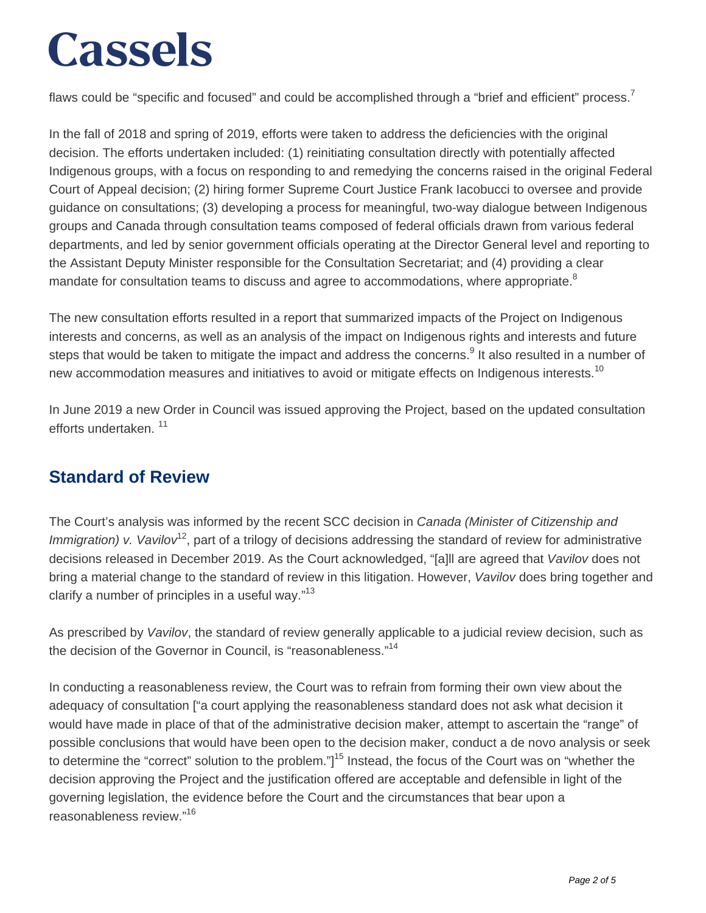flaws could be "specific and focused" and could be accomplished through a "brief and efficient" process.[7]

In the fall of 2018 and spring of 2019, efforts were taken to address the deficiencies with the original decision. The efforts undertaken included: (1) reinitiating consultation directly with potentially affected Indigenous groups, with a focus on responding to and remedying the concerns raised in the original Federal Court of Appeal decision; (2) hiring former Supreme Court Justice Frank Iacobucci to oversee and provide guidance on consultations; (3) developing a process for meaningful, two-way dialogue between Indigenous groups and Canada through consultation teams composed of federal officials drawn from various federal departments, and led by senior government officials operating at the Director General level and reporting to the Assistant Deputy Minister responsible for the Consultation Secretariat; and (4) providing a clear mandate for consultation teams to discuss and agree to accommodations, where appropriate.[8]

The new consultation efforts resulted in a report that summarized impacts of the Project on Indigenous interests and concerns, as well as an analysis of the impact on Indigenous rights and interests and future steps that would be taken to mitigate the impact and address the concerns.[9] It also resulted in a number of new accommodation measures and initiatives to avoid or mitigate effects on Indigenous interests.[10]

In June 2019 a new Order in Council was issued approving the Project, based on the updated consultation efforts undertaken. [11]

## Standard of Review

The Court's analysis was informed by the recent SCC decision in *Canada (Minister of Citizenship and Immigration) v. Vavilov*[12], part of a trilogy of decisions addressing the standard of review for administrative decisions released in December 2019. As the Court acknowledged, "[a]ll are agreed that *Vavilov* does not bring a material change to the standard of review in this litigation. However, *Vavilov* does bring together and clarify a number of principles in a useful way."[13]

As prescribed by *Vavilov*, the standard of review generally applicable to a judicial review decision, such as the decision of the Governor in Council, is "reasonableness."[14]

In conducting a reasonableness review, the Court was to refrain from forming their own view about the adequacy of consultation ["a court applying the reasonableness standard does not ask what decision it would have made in place of that of the administrative decision maker, attempt to ascertain the "range" of possible conclusions that would have been open to the decision maker, conduct a de novo analysis or seek to determine the "correct" solution to the problem."][15] Instead, the focus of the Court was on "whether the decision approving the Project and the justification offered are acceptable and defensible in light of the governing legislation, the evidence before the Court and the circumstances that bear upon a reasonableness review."[16]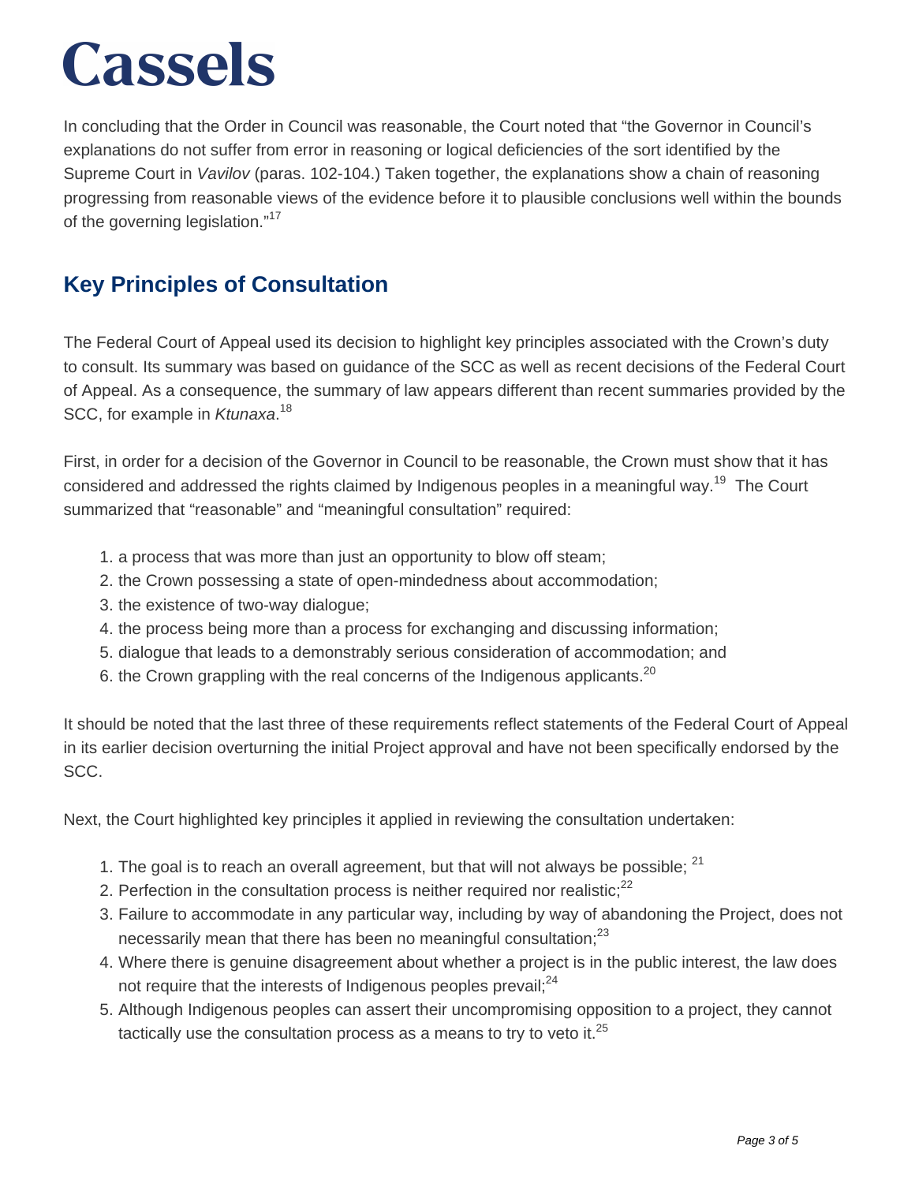In concluding that the Order in Council was reasonable, the Court noted that "the Governor in Council's explanations do not suffer from error in reasoning or logical deficiencies of the sort identified by the Supreme Court in *Vavilov* (paras. 102-104.) Taken together, the explanations show a chain of reasoning progressing from reasonable views of the evidence before it to plausible conclusions well within the bounds of the governing legislation."[17]

## Key Principles of Consultation

The Federal Court of Appeal used its decision to highlight key principles associated with the Crown's duty to consult. Its summary was based on guidance of the SCC as well as recent decisions of the Federal Court of Appeal. As a consequence, the summary of law appears different than recent summaries provided by the SCC, for example in *Ktunaxa*.[18]

First, in order for a decision of the Governor in Council to be reasonable, the Crown must show that it has considered and addressed the rights claimed by Indigenous peoples in a meaningful way.[19] The Court summarized that "reasonable" and "meaningful consultation" required:

1. a process that was more than just an opportunity to blow off steam;
2. the Crown possessing a state of open-mindedness about accommodation;
3. the existence of two-way dialogue;
4. the process being more than a process for exchanging and discussing information;
5. dialogue that leads to a demonstrably serious consideration of accommodation; and
6. the Crown grappling with the real concerns of the Indigenous applicants.[20]

It should be noted that the last three of these requirements reflect statements of the Federal Court of Appeal in its earlier decision overturning the initial Project approval and have not been specifically endorsed by the SCC.

Next, the Court highlighted key principles it applied in reviewing the consultation undertaken:

1. The goal is to reach an overall agreement, but that will not always be possible; [21]
2. Perfection in the consultation process is neither required nor realistic;[22]
3. Failure to accommodate in any particular way, including by way of abandoning the Project, does not necessarily mean that there has been no meaningful consultation;[23]
4. Where there is genuine disagreement about whether a project is in the public interest, the law does not require that the interests of Indigenous peoples prevail;[24]
5. Although Indigenous peoples can assert their uncompromising opposition to a project, they cannot tactically use the consultation process as a means to try to veto it.[25]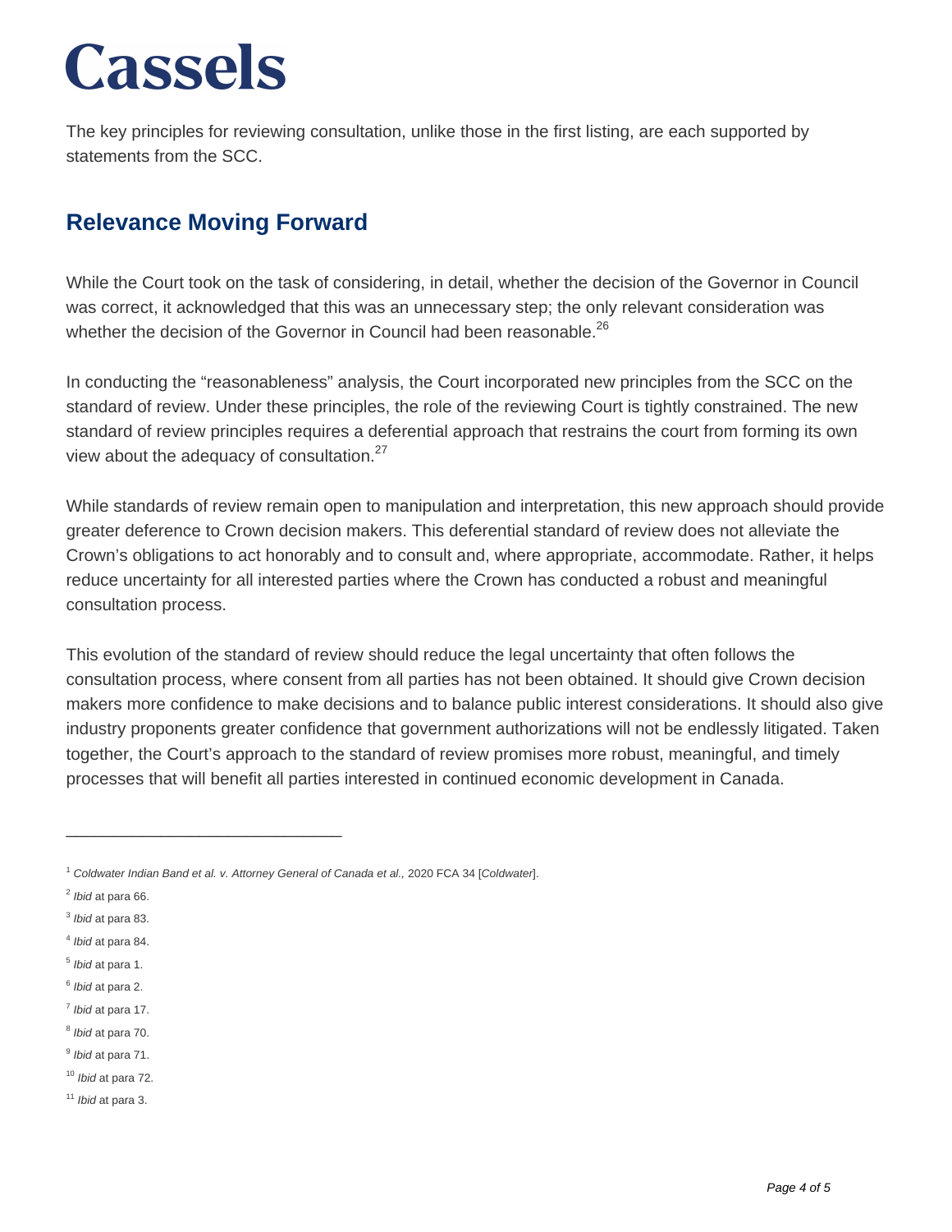The key principles for reviewing consultation, unlike those in the first listing, are each supported by statements from the SCC.

## Relevance Moving Forward

While the Court took on the task of considering, in detail, whether the decision of the Governor in Council was correct, it acknowledged that this was an unnecessary step; the only relevant consideration was whether the decision of the Governor in Council had been reasonable.[26]

In conducting the "reasonableness" analysis, the Court incorporated new principles from the SCC on the standard of review. Under these principles, the role of the reviewing Court is tightly constrained. The new standard of review principles requires a deferential approach that restrains the court from forming its own view about the adequacy of consultation.[27]

While standards of review remain open to manipulation and interpretation, this new approach should provide greater deference to Crown decision makers. This deferential standard of review does not alleviate the Crown's obligations to act honorably and to consult and, where appropriate, accommodate. Rather, it helps reduce uncertainty for all interested parties where the Crown has conducted a robust and meaningful consultation process.

This evolution of the standard of review should reduce the legal uncertainty that often follows the consultation process, where consent from all parties has not been obtained. It should give Crown decision makers more confidence to make decisions and to balance public interest considerations. It should also give industry proponents greater confidence that government authorizations will not be endlessly litigated. Taken together, the Court's approach to the standard of review promises more robust, meaningful, and timely processes that will benefit all parties interested in continued economic development in Canada.

---

[1] *Coldwater Indian Band et al. v. Attorney General of Canada et al.,* 2020 FCA 34 [*Coldwater*].

[2] *Ibid* at para 66.

[3] *Ibid* at para 83.

[4] *Ibid* at para 84.

[5] *Ibid* at para 1.

[6] *Ibid* at para 2.

[7] *Ibid* at para 17.

[8] *Ibid* at para 70.

[9] *Ibid* at para 71.

[10] *Ibid* at para 72.

[11] *Ibid* at para 3.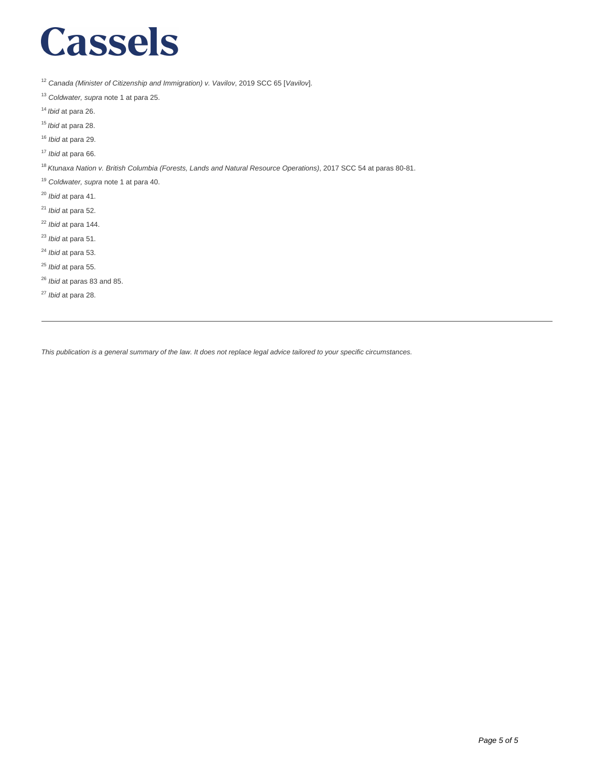[12] *Canada (Minister of Citizenship and Immigration) v. Vavilov*, 2019 SCC 65 [*Vavilov*].

[13] *Coldwater, supra* note 1 at para 25.

[14] *Ibid* at para 26.

[15] *Ibid* at para 28.

[16] *Ibid* at para 29.

[17] *Ibid* at para 66.

[18] *Ktunaxa Nation v. British Columbia (Forests, Lands and Natural Resource Operations)*, 2017 SCC 54 at paras 80-81.

[19] *Coldwater, supra* note 1 at para 40.

[20] *Ibid* at para 41.

[21] *Ibid* at para 52.

[22] *Ibid* at para 144.

[23] *Ibid* at para 51.

[24] *Ibid* at para 53.

[25] *Ibid* at para 55.

[26] *Ibid* at paras 83 and 85.

[27] *Ibid* at para 28.

---

*This publication is a general summary of the law. It does not replace legal advice tailored to your specific circumstances.*